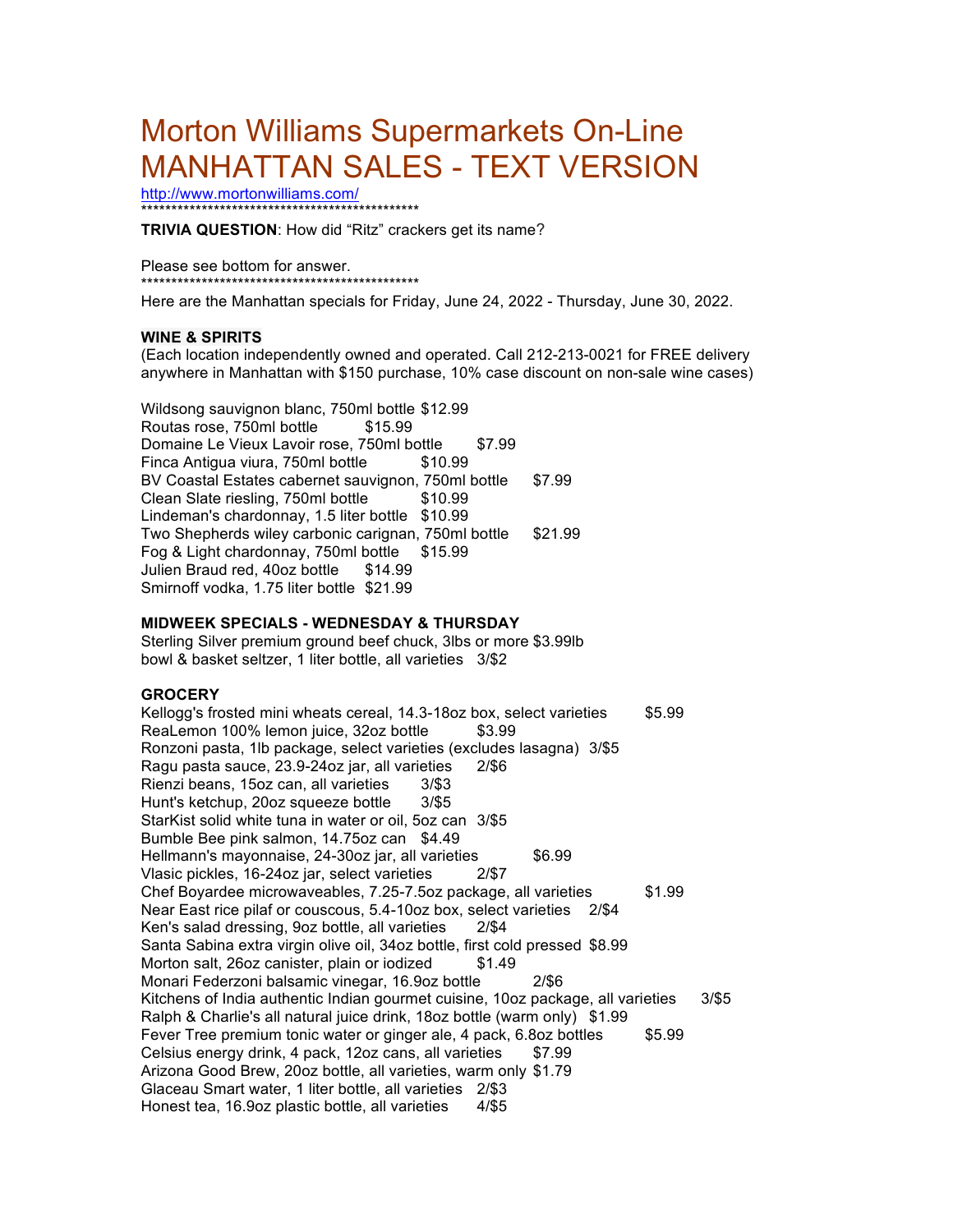# Morton Williams Supermarkets On-Line MANHATTAN SALES - TEXT VERSION

http://www.mortonwilliams.com/

************************************************

**TRIVIA QUESTION**: How did "Ritz" crackers get its name?

Please see bottom for answer.

************************************************

Here are the Manhattan specials for Friday, June 24, 2022 - Thursday, June 30, 2022.

**WINE & SPIRITS**

(Each location independently owned and operated. Call 212-213-0021 for FREE delivery anywhere in Manhattan with $150 purchase, 10% case discount on non-sale wine cases)

Wildsong sauvignon blanc, 750ml bottle $12.99
Routas rose, 750ml bottle $15.99
Domaine Le Vieux Lavoir rose, 750ml bottle $7.99
Finca Antigua viura, 750ml bottle $10.99
BV Coastal Estates cabernet sauvignon, 750ml bottle $7.99
Clean Slate riesling, 750ml bottle $10.99
Lindeman's chardonnay, 1.5 liter bottle $10.99
Two Shepherds wiley carbonic carignan, 750ml bottle $21.99
Fog & Light chardonnay, 750ml bottle $15.99
Julien Braud red, 40oz bottle $14.99
Smirnoff vodka, 1.75 liter bottle $21.99

**MIDWEEK SPECIALS - WEDNESDAY & THURSDAY**

Sterling Silver premium ground beef chuck, 3lbs or more $3.99lb
bowl & basket seltzer, 1 liter bottle, all varieties 3/$2

**GROCERY**

Kellogg's frosted mini wheats cereal, 14.3-18oz box, select varieties $5.99
ReaLemon 100% lemon juice, 32oz bottle $3.99
Ronzoni pasta, 1lb package, select varieties (excludes lasagna) 3/$5
Ragu pasta sauce, 23.9-24oz jar, all varieties 2/$6
Rienzi beans, 15oz can, all varieties 3/$3
Hunt's ketchup, 20oz squeeze bottle 3/$5
StarKist solid white tuna in water or oil, 5oz can 3/$5
Bumble Bee pink salmon, 14.75oz can $4.49
Hellmann's mayonnaise, 24-30oz jar, all varieties $6.99
Vlasic pickles, 16-24oz jar, select varieties 2/$7
Chef Boyardee microwaveables, 7.25-7.5oz package, all varieties $1.99
Near East rice pilaf or couscous, 5.4-10oz box, select varieties 2/$4
Ken's salad dressing, 9oz bottle, all varieties 2/$4
Santa Sabina extra virgin olive oil, 34oz bottle, first cold pressed $8.99
Morton salt, 26oz canister, plain or iodized $1.49
Monari Federzoni balsamic vinegar, 16.9oz bottle 2/$6
Kitchens of India authentic Indian gourmet cuisine, 10oz package, all varieties 3/$5
Ralph & Charlie's all natural juice drink, 18oz bottle (warm only) $1.99
Fever Tree premium tonic water or ginger ale, 4 pack, 6.8oz bottles $5.99
Celsius energy drink, 4 pack, 12oz cans, all varieties $7.99
Arizona Good Brew, 20oz bottle, all varieties, warm only $1.79
Glaceau Smart water, 1 liter bottle, all varieties 2/$3
Honest tea, 16.9oz plastic bottle, all varieties 4/$5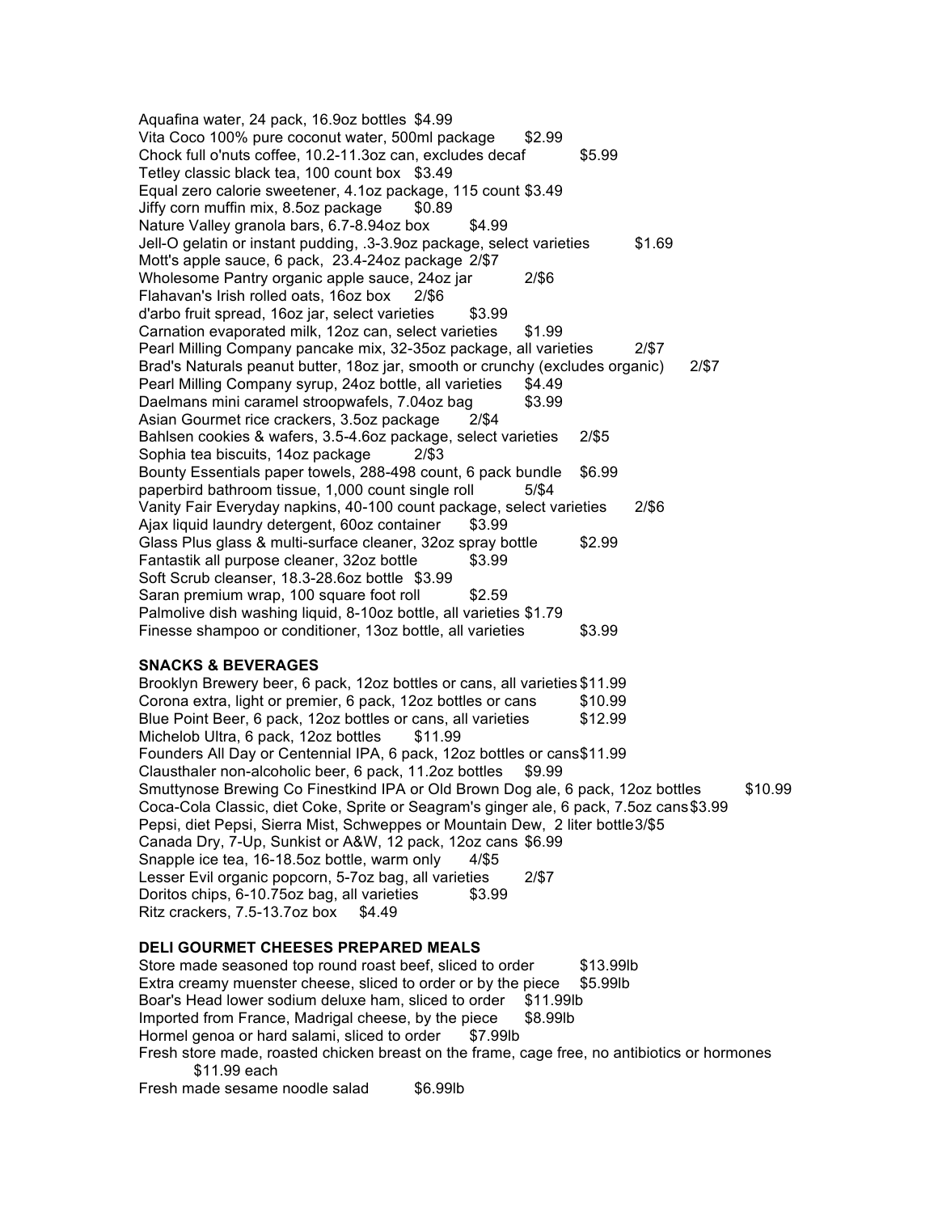Aquafina water, 24 pack, 16.9oz bottles $4.99
Vita Coco 100% pure coconut water, 500ml package $2.99
Chock full o'nuts coffee, 10.2-11.3oz can, excludes decaf $5.99
Tetley classic black tea, 100 count box $3.49
Equal zero calorie sweetener, 4.1oz package, 115 count $3.49
Jiffy corn muffin mix, 8.5oz package $0.89
Nature Valley granola bars, 6.7-8.94oz box $4.99
Jell-O gelatin or instant pudding, .3-3.9oz package, select varieties $1.69
Mott's apple sauce, 6 pack, 23.4-24oz package 2/$7
Wholesome Pantry organic apple sauce, 24oz jar 2/$6
Flahavan's Irish rolled oats, 16oz box 2/$6
d'arbo fruit spread, 16oz jar, select varieties $3.99
Carnation evaporated milk, 12oz can, select varieties $1.99
Pearl Milling Company pancake mix, 32-35oz package, all varieties 2/$7
Brad's Naturals peanut butter, 18oz jar, smooth or crunchy (excludes organic) 2/$7
Pearl Milling Company syrup, 24oz bottle, all varieties $4.49
Daelmans mini caramel stroopwafels, 7.04oz bag $3.99
Asian Gourmet rice crackers, 3.5oz package 2/$4
Bahlsen cookies & wafers, 3.5-4.6oz package, select varieties 2/$5
Sophia tea biscuits, 14oz package 2/$3
Bounty Essentials paper towels, 288-498 count, 6 pack bundle $6.99
paperbird bathroom tissue, 1,000 count single roll 5/$4
Vanity Fair Everyday napkins, 40-100 count package, select varieties 2/$6
Ajax liquid laundry detergent, 60oz container $3.99
Glass Plus glass & multi-surface cleaner, 32oz spray bottle $2.99
Fantastik all purpose cleaner, 32oz bottle $3.99
Soft Scrub cleanser, 18.3-28.6oz bottle $3.99
Saran premium wrap, 100 square foot roll $2.59
Palmolive dish washing liquid, 8-10oz bottle, all varieties $1.79
Finesse shampoo or conditioner, 13oz bottle, all varieties $3.99

**SNACKS & BEVERAGES**

Brooklyn Brewery beer, 6 pack, 12oz bottles or cans, all varieties $11.99
Corona extra, light or premier, 6 pack, 12oz bottles or cans $10.99
Blue Point Beer, 6 pack, 12oz bottles or cans, all varieties $12.99
Michelob Ultra, 6 pack, 12oz bottles $11.99
Founders All Day or Centennial IPA, 6 pack, 12oz bottles or cans $11.99
Clausthaler non-alcoholic beer, 6 pack, 11.2oz bottles $9.99
Smuttynose Brewing Co Finestkind IPA or Old Brown Dog ale, 6 pack, 12oz bottles $10.99
Coca-Cola Classic, diet Coke, Sprite or Seagram's ginger ale, 6 pack, 7.5oz cans $3.99
Pepsi, diet Pepsi, Sierra Mist, Schweppes or Mountain Dew, 2 liter bottle 3/$5
Canada Dry, 7-Up, Sunkist or A&W, 12 pack, 12oz cans $6.99
Snapple ice tea, 16-18.5oz bottle, warm only 4/$5
Lesser Evil organic popcorn, 5-7oz bag, all varieties 2/$7
Doritos chips, 6-10.75oz bag, all varieties $3.99
Ritz crackers, 7.5-13.7oz box $4.49

**DELI GOURMET CHEESES PREPARED MEALS**

Store made seasoned top round roast beef, sliced to order $13.99lb
Extra creamy muenster cheese, sliced to order or by the piece $5.99lb
Boar's Head lower sodium deluxe ham, sliced to order $11.99lb
Imported from France, Madrigal cheese, by the piece $8.99lb
Hormel genoa or hard salami, sliced to order $7.99lb
Fresh store made, roasted chicken breast on the frame, cage free, no antibiotics or hormones $11.99 each
Fresh made sesame noodle salad $6.99lb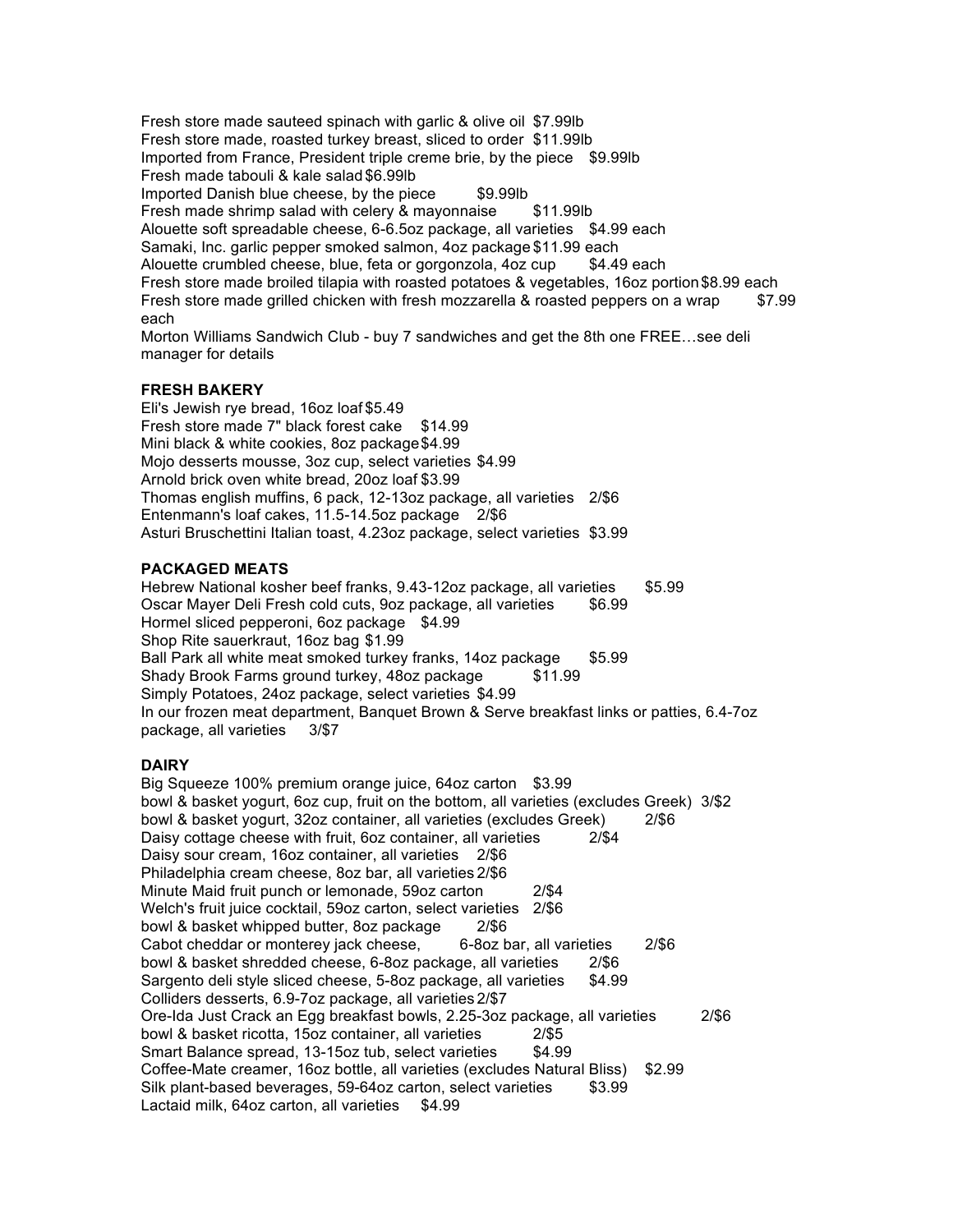Fresh store made sauteed spinach with garlic & olive oil  $7.99lb
Fresh store made, roasted turkey breast, sliced to order  $11.99lb
Imported from France, President triple creme brie, by the piece  $9.99lb
Fresh made tabouli & kale salad $6.99lb
Imported Danish blue cheese, by the piece  $9.99lb
Fresh made shrimp salad with celery & mayonnaise  $11.99lb
Alouette soft spreadable cheese, 6-6.5oz package, all varieties  $4.99 each
Samaki, Inc. garlic pepper smoked salmon, 4oz package $11.99 each
Alouette crumbled cheese, blue, feta or gorgonzola, 4oz cup  $4.49 each
Fresh store made broiled tilapia with roasted potatoes & vegetables, 16oz portion $8.99 each
Fresh store made grilled chicken with fresh mozzarella & roasted peppers on a wrap  $7.99 each
Morton Williams Sandwich Club - buy 7 sandwiches and get the 8th one FREE…see deli manager for details

**FRESH BAKERY**

Eli's Jewish rye bread, 16oz loaf $5.49
Fresh store made 7" black forest cake  $14.99
Mini black & white cookies, 8oz package $4.99
Mojo desserts mousse, 3oz cup, select varieties $4.99
Arnold brick oven white bread, 20oz loaf $3.99
Thomas english muffins, 6 pack, 12-13oz package, all varieties  2/$6
Entenmann's loaf cakes, 11.5-14.5oz package  2/$6
Asturi Bruschettini Italian toast, 4.23oz package, select varieties  $3.99

**PACKAGED MEATS**

Hebrew National kosher beef franks, 9.43-12oz package, all varieties  $5.99
Oscar Mayer Deli Fresh cold cuts, 9oz package, all varieties  $6.99
Hormel sliced pepperoni, 6oz package  $4.99
Shop Rite sauerkraut, 16oz bag $1.99
Ball Park all white meat smoked turkey franks, 14oz package  $5.99
Shady Brook Farms ground turkey, 48oz package  $11.99
Simply Potatoes, 24oz package, select varieties $4.99
In our frozen meat department, Banquet Brown & Serve breakfast links or patties, 6.4-7oz package, all varieties  3/$7

**DAIRY**

Big Squeeze 100% premium orange juice, 64oz carton  $3.99
bowl & basket yogurt, 6oz cup, fruit on the bottom, all varieties (excludes Greek)  3/$2
bowl & basket yogurt, 32oz container, all varieties (excludes Greek)  2/$6
Daisy cottage cheese with fruit, 6oz container, all varieties  2/$4
Daisy sour cream, 16oz container, all varieties  2/$6
Philadelphia cream cheese, 8oz bar, all varieties 2/$6
Minute Maid fruit punch or lemonade, 59oz carton  2/$4
Welch's fruit juice cocktail, 59oz carton, select varieties  2/$6
bowl & basket whipped butter, 8oz package  2/$6
Cabot cheddar or monterey jack cheese,  6-8oz bar, all varieties  2/$6
bowl & basket shredded cheese, 6-8oz package, all varieties  2/$6
Sargento deli style sliced cheese, 5-8oz package, all varieties  $4.99
Colliders desserts, 6.9-7oz package, all varieties 2/$7
Ore-Ida Just Crack an Egg breakfast bowls, 2.25-3oz package, all varieties  2/$6
bowl & basket ricotta, 15oz container, all varieties  2/$5
Smart Balance spread, 13-15oz tub, select varieties  $4.99
Coffee-Mate creamer, 16oz bottle, all varieties (excludes Natural Bliss)  $2.99
Silk plant-based beverages, 59-64oz carton, select varieties  $3.99
Lactaid milk, 64oz carton, all varieties  $4.99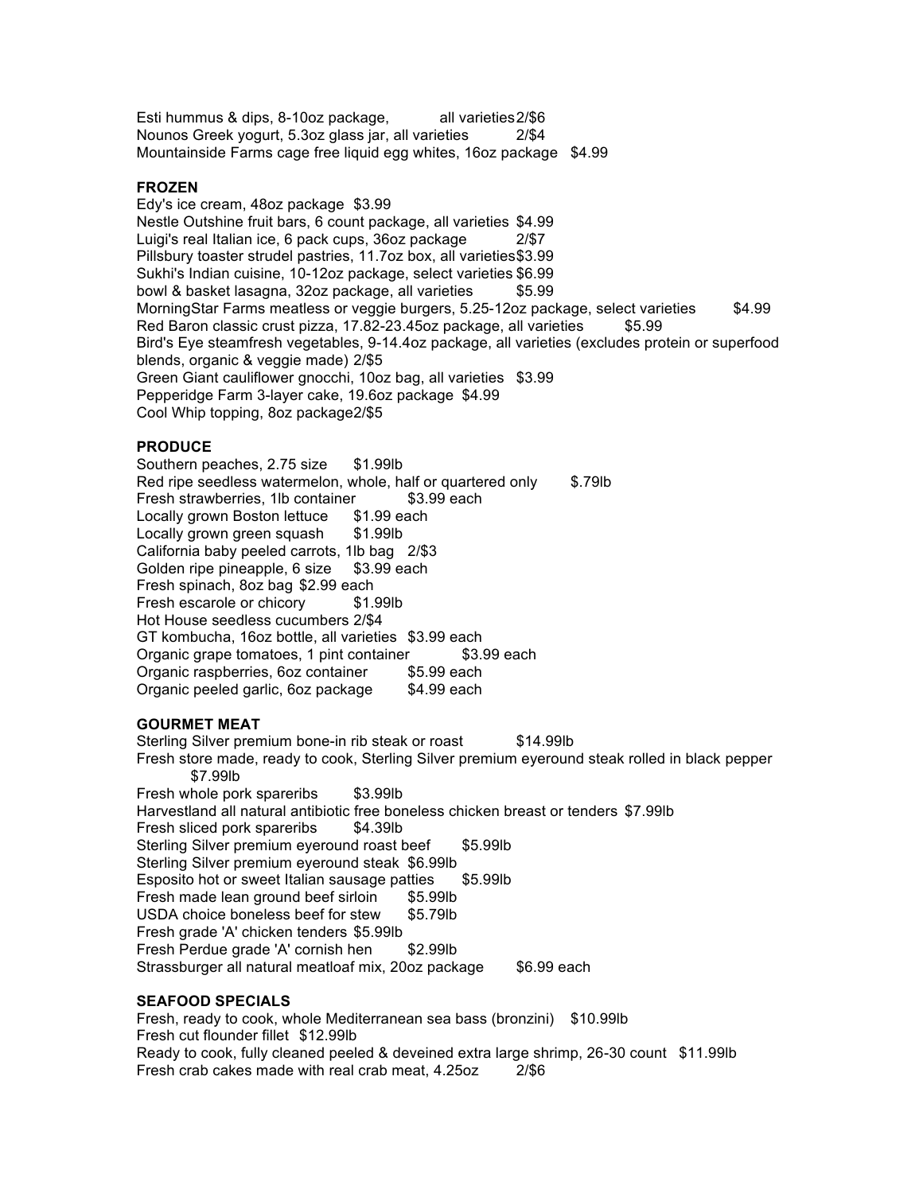Esti hummus & dips, 8-10oz package, all varieties 2/$6
Nounos Greek yogurt, 5.3oz glass jar, all varieties 2/$4
Mountainside Farms cage free liquid egg whites, 16oz package $4.99

**FROZEN**

Edy's ice cream, 48oz package $3.99
Nestle Outshine fruit bars, 6 count package, all varieties $4.99
Luigi's real Italian ice, 6 pack cups, 36oz package 2/$7
Pillsbury toaster strudel pastries, 11.7oz box, all varieties $3.99
Sukhi's Indian cuisine, 10-12oz package, select varieties $6.99
bowl & basket lasagna, 32oz package, all varieties $5.99
MorningStar Farms meatless or veggie burgers, 5.25-12oz package, select varieties $4.99
Red Baron classic crust pizza, 17.82-23.45oz package, all varieties $5.99
Bird's Eye steamfresh vegetables, 9-14.4oz package, all varieties (excludes protein or superfood blends, organic & veggie made) 2/$5
Green Giant cauliflower gnocchi, 10oz bag, all varieties $3.99
Pepperidge Farm 3-layer cake, 19.6oz package $4.99
Cool Whip topping, 8oz package 2/$5

**PRODUCE**

Southern peaches, 2.75 size $1.99lb
Red ripe seedless watermelon, whole, half or quartered only $.79lb
Fresh strawberries, 1lb container $3.99 each
Locally grown Boston lettuce $1.99 each
Locally grown green squash $1.99lb
California baby peeled carrots, 1lb bag 2/$3
Golden ripe pineapple, 6 size $3.99 each
Fresh spinach, 8oz bag $2.99 each
Fresh escarole or chicory $1.99lb
Hot House seedless cucumbers 2/$4
GT kombucha, 16oz bottle, all varieties $3.99 each
Organic grape tomatoes, 1 pint container $3.99 each
Organic raspberries, 6oz container $5.99 each
Organic peeled garlic, 6oz package $4.99 each

**GOURMET MEAT**

Sterling Silver premium bone-in rib steak or roast $14.99lb
Fresh store made, ready to cook, Sterling Silver premium eyeround steak rolled in black pepper $7.99lb
Fresh whole pork spareribs $3.99lb
Harvestland all natural antibiotic free boneless chicken breast or tenders $7.99lb
Fresh sliced pork spareribs $4.39lb
Sterling Silver premium eyeround roast beef $5.99lb
Sterling Silver premium eyeround steak $6.99lb
Esposito hot or sweet Italian sausage patties $5.99lb
Fresh made lean ground beef sirloin $5.99lb
USDA choice boneless beef for stew $5.79lb
Fresh grade 'A' chicken tenders $5.99lb
Fresh Perdue grade 'A' cornish hen $2.99lb
Strassburger all natural meatloaf mix, 20oz package $6.99 each

**SEAFOOD SPECIALS**

Fresh, ready to cook, whole Mediterranean sea bass (bronzini) $10.99lb
Fresh cut flounder fillet $12.99lb
Ready to cook, fully cleaned peeled & deveined extra large shrimp, 26-30 count $11.99lb
Fresh crab cakes made with real crab meat, 4.25oz 2/$6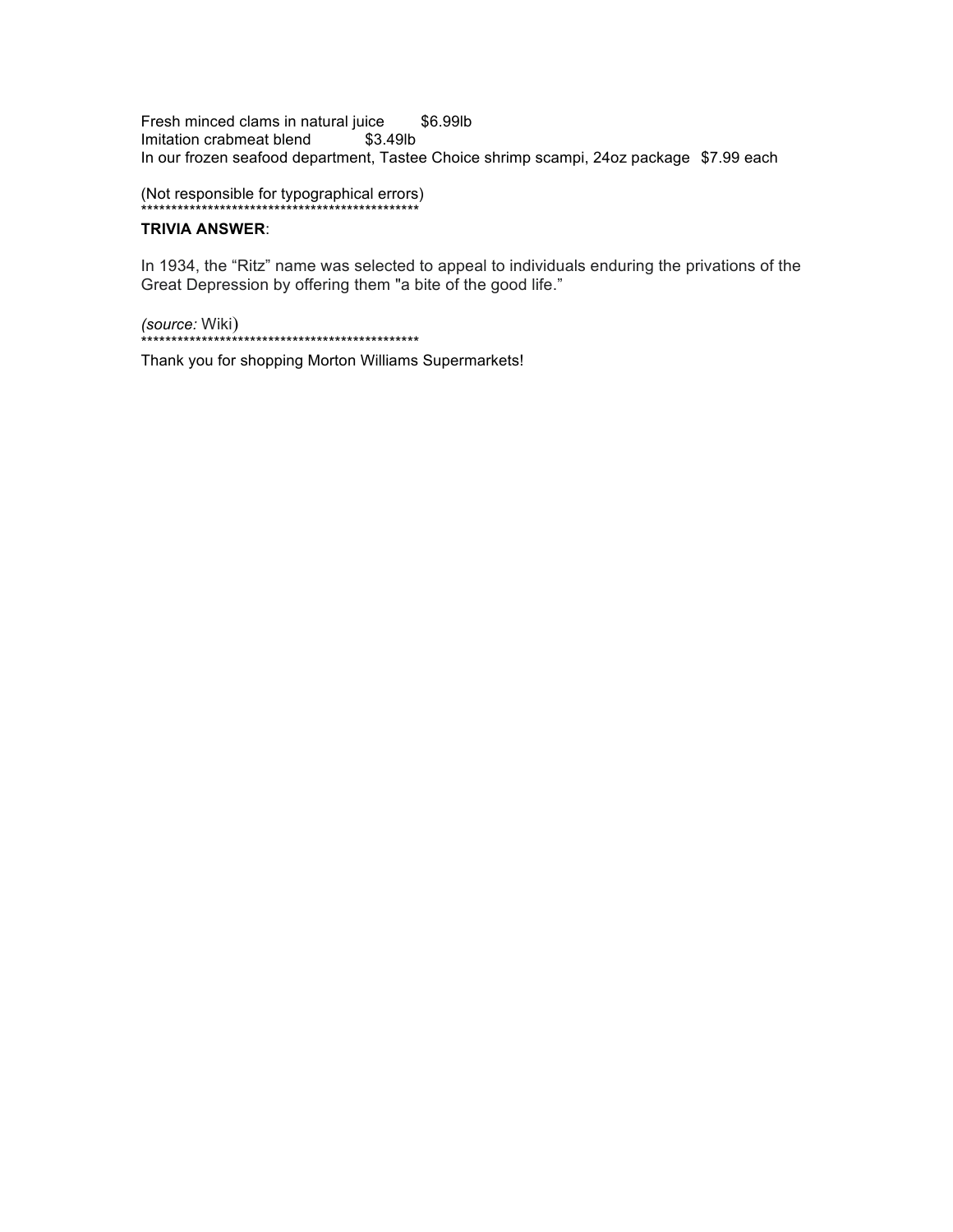Fresh minced clams in natural juice $6.99lb
Imitation crabmeat blend $3.49lb
In our frozen seafood department, Tastee Choice shrimp scampi, 24oz package $7.99 each

(Not responsible for typographical errors)
***********************************************

**TRIVIA ANSWER**:

In 1934, the "Ritz" name was selected to appeal to individuals enduring the privations of the Great Depression by offering them "a bite of the good life."

*(source:* Wiki)
***********************************************

Thank you for shopping Morton Williams Supermarkets!